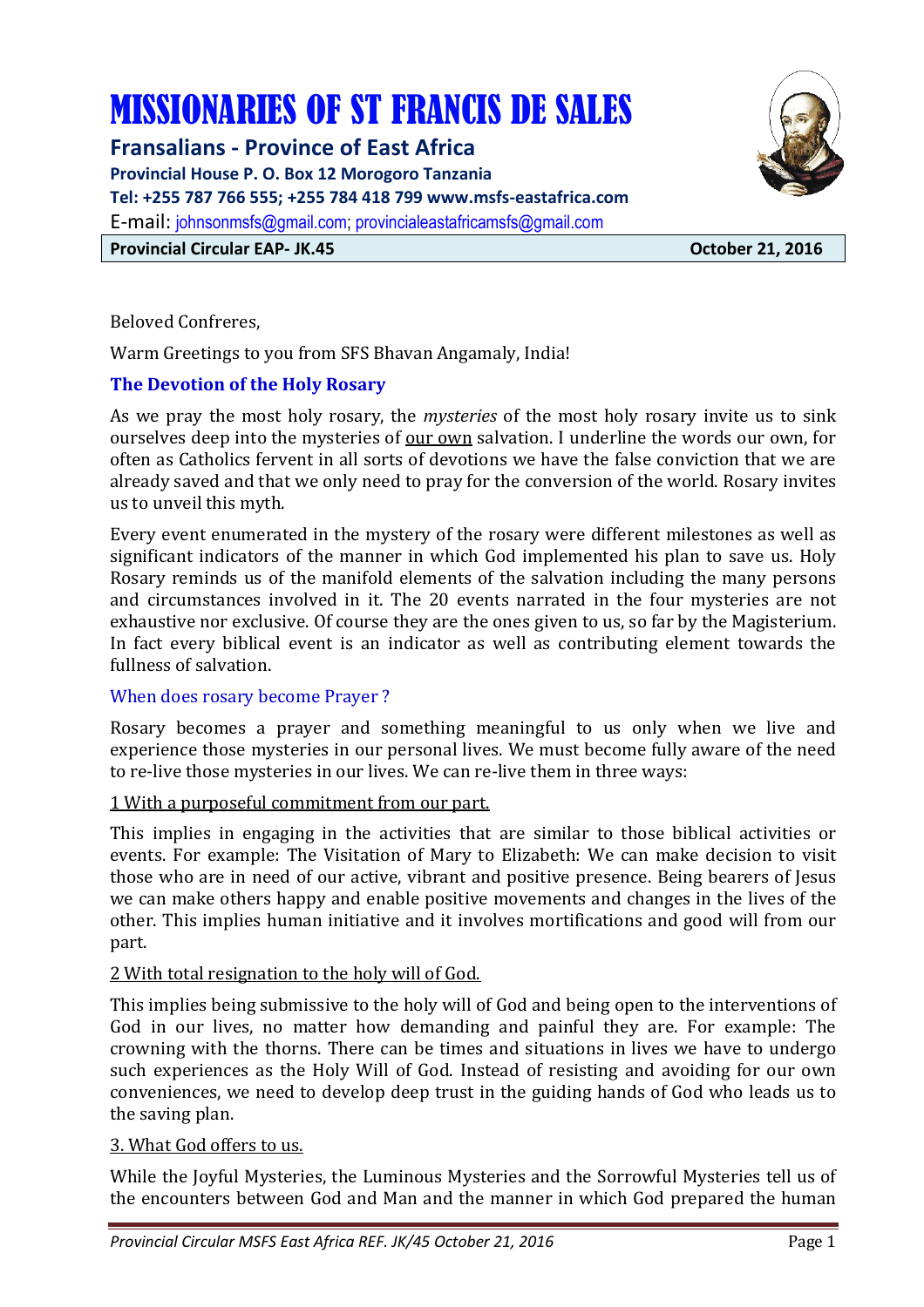# MISSIONARIES OF ST FRANCIS DE SALES

## Fransalians - Province of East Africa

**Provincial House P. O. Box 12 Morogoro Tanzania**

**Tel: +255 787 766 555; +255 784 418 799 www.msfs-eastafrica.com**

E-mail: johnsonmsfs@gmail.com; provincialeastafricamsfs@gmail.com

**Provincial Circular EAP- JK.45** **October 21, 2016**

Beloved Confreres,

Warm Greetings to you from SFS Bhavan Angamaly, India!

### The Devotion of the Holy Rosary

As we pray the most holy rosary, the *mysteries* of the most holy rosary invite us to sink ourselves deep into the mysteries of <u>our own</u> salvation. I underline the words our own, for often as Catholics fervent in all sorts of devotions we have the false conviction that we are already saved and that we only need to pray for the conversion of the world. Rosary invites us to unveil this myth.

Every event enumerated in the mystery of the rosary were different milestones as well as significant indicators of the manner in which God implemented his plan to save us. Holy Rosary reminds us of the manifold elements of the salvation including the many persons and circumstances involved in it. The 20 events narrated in the four mysteries are not exhaustive nor exclusive. Of course they are the ones given to us, so far by the Magisterium. In fact every biblical event is an indicator as well as contributing element towards the fullness of salvation.

### When does rosary become Prayer ?

Rosary becomes a prayer and something meaningful to us only when we live and experience those mysteries in our personal lives. We must become fully aware of the need to re-live those mysteries in our lives. We can re-live them in three ways:

<u>1 With a purposeful commitment from our part.</u>

This implies in engaging in the activities that are similar to those biblical activities or events. For example: The Visitation of Mary to Elizabeth: We can make decision to visit those who are in need of our active, vibrant and positive presence. Being bearers of Jesus we can make others happy and enable positive movements and changes in the lives of the other. This implies human initiative and it involves mortifications and good will from our part.

<u>2 With total resignation to the holy will of God.</u>

This implies being submissive to the holy will of God and being open to the interventions of God in our lives, no matter how demanding and painful they are. For example: The crowning with the thorns. There can be times and situations in lives we have to undergo such experiences as the Holy Will of God. Instead of resisting and avoiding for our own conveniences, we need to develop deep trust in the guiding hands of God who leads us to the saving plan.

<u>3. What God offers to us.</u>

While the Joyful Mysteries, the Luminous Mysteries and the Sorrowful Mysteries tell us of the encounters between God and Man and the manner in which God prepared the human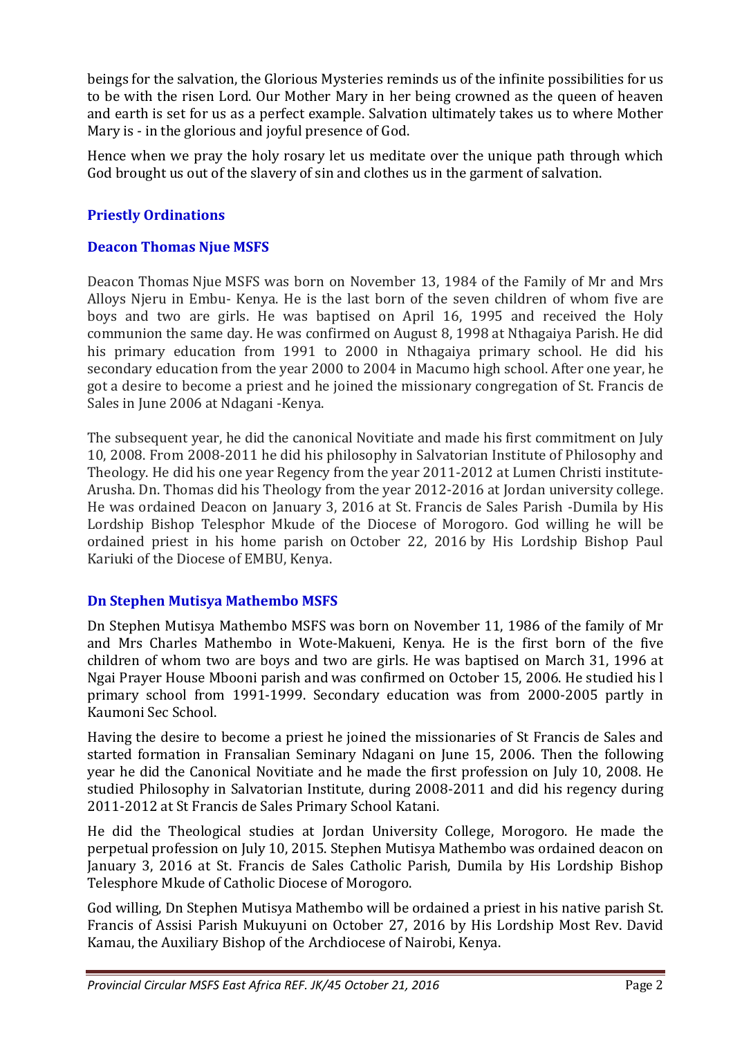beings for the salvation, the Glorious Mysteries reminds us of the infinite possibilities for us to be with the risen Lord. Our Mother Mary in her being crowned as the queen of heaven and earth is set for us as a perfect example. Salvation ultimately takes us to where Mother Mary is - in the glorious and joyful presence of God.

Hence when we pray the holy rosary let us meditate over the unique path through which God brought us out of the slavery of sin and clothes us in the garment of salvation.

## Priestly Ordinations

### Deacon Thomas Njue MSFS

Deacon Thomas Njue MSFS was born on November 13, 1984 of the Family of Mr and Mrs Alloys Njeru in Embu- Kenya. He is the last born of the seven children of whom five are boys and two are girls. He was baptised on April 16, 1995 and received the Holy communion the same day. He was confirmed on August 8, 1998 at Nthagaiya Parish. He did his primary education from 1991 to 2000 in Nthagaiya primary school. He did his secondary education from the year 2000 to 2004 in Macumo high school. After one year, he got a desire to become a priest and he joined the missionary congregation of St. Francis de Sales in June 2006 at Ndagani -Kenya.

The subsequent year, he did the canonical Novitiate and made his first commitment on July 10, 2008. From 2008-2011 he did his philosophy in Salvatorian Institute of Philosophy and Theology. He did his one year Regency from the year 2011-2012 at Lumen Christi institute-Arusha. Dn. Thomas did his Theology from the year 2012-2016 at Jordan university college. He was ordained Deacon on January 3, 2016 at St. Francis de Sales Parish -Dumila by His Lordship Bishop Telesphor Mkude of the Diocese of Morogoro. God willing he will be ordained priest in his home parish on October 22, 2016 by His Lordship Bishop Paul Kariuki of the Diocese of EMBU, Kenya.

### Dn Stephen Mutisya Mathembo MSFS

Dn Stephen Mutisya Mathembo MSFS was born on November 11, 1986 of the family of Mr and Mrs Charles Mathembo in Wote-Makueni, Kenya. He is the first born of the five children of whom two are boys and two are girls. He was baptised on March 31, 1996 at Ngai Prayer House Mbooni parish and was confirmed on October 15, 2006. He studied his l primary school from 1991-1999. Secondary education was from 2000-2005 partly in Kaumoni Sec School.

Having the desire to become a priest he joined the missionaries of St Francis de Sales and started formation in Fransalian Seminary Ndagani on June 15, 2006. Then the following year he did the Canonical Novitiate and he made the first profession on July 10, 2008. He studied Philosophy in Salvatorian Institute, during 2008-2011 and did his regency during 2011-2012 at St Francis de Sales Primary School Katani.

He did the Theological studies at Jordan University College, Morogoro. He made the perpetual profession on July 10, 2015. Stephen Mutisya Mathembo was ordained deacon on January 3, 2016 at St. Francis de Sales Catholic Parish, Dumila by His Lordship Bishop Telesphore Mkude of Catholic Diocese of Morogoro.

God willing, Dn Stephen Mutisya Mathembo will be ordained a priest in his native parish St. Francis of Assisi Parish Mukuyuni on October 27, 2016 by His Lordship Most Rev. David Kamau, the Auxiliary Bishop of the Archdiocese of Nairobi, Kenya.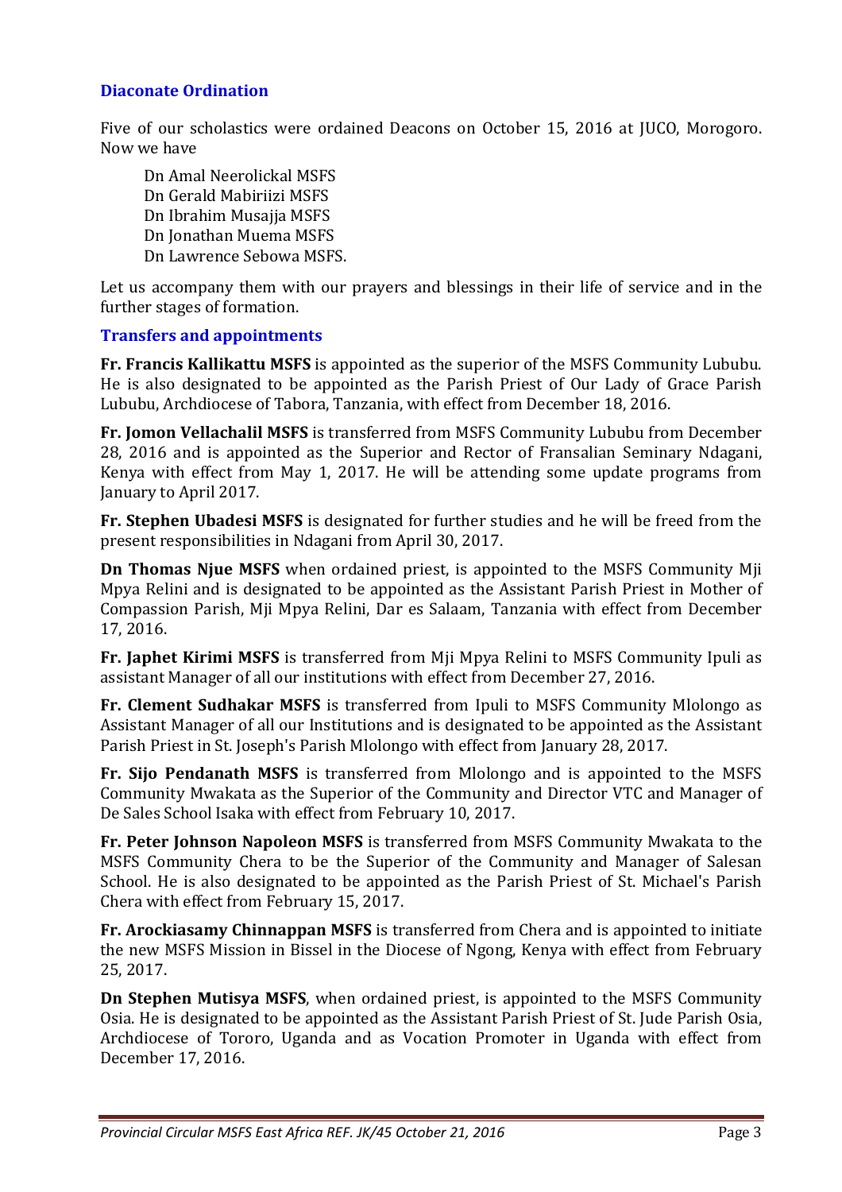## Diaconate Ordination

Five of our scholastics were ordained Deacons on October 15, 2016 at JUCO, Morogoro. Now we have

Dn Amal Neerolickal MSFS
Dn Gerald Mabiriizi MSFS
Dn Ibrahim Musajja MSFS
Dn Jonathan Muema MSFS
Dn Lawrence Sebowa MSFS.

Let us accompany them with our prayers and blessings in their life of service and in the further stages of formation.

## Transfers and appointments

**Fr. Francis Kallikattu MSFS** is appointed as the superior of the MSFS Community Lububu. He is also designated to be appointed as the Parish Priest of Our Lady of Grace Parish Lububu, Archdiocese of Tabora, Tanzania, with effect from December 18, 2016.

**Fr. Jomon Vellachalil MSFS** is transferred from MSFS Community Lububu from December 28, 2016 and is appointed as the Superior and Rector of Fransalian Seminary Ndagani, Kenya with effect from May 1, 2017. He will be attending some update programs from January to April 2017.

**Fr. Stephen Ubadesi MSFS** is designated for further studies and he will be freed from the present responsibilities in Ndagani from April 30, 2017.

**Dn Thomas Njue MSFS** when ordained priest, is appointed to the MSFS Community Mji Mpya Relini and is designated to be appointed as the Assistant Parish Priest in Mother of Compassion Parish, Mji Mpya Relini, Dar es Salaam, Tanzania with effect from December 17, 2016.

**Fr. Japhet Kirimi MSFS** is transferred from Mji Mpya Relini to MSFS Community Ipuli as assistant Manager of all our institutions with effect from December 27, 2016.

**Fr. Clement Sudhakar MSFS** is transferred from Ipuli to MSFS Community Mlolongo as Assistant Manager of all our Institutions and is designated to be appointed as the Assistant Parish Priest in St. Joseph's Parish Mlolongo with effect from January 28, 2017.

**Fr. Sijo Pendanath MSFS** is transferred from Mlolongo and is appointed to the MSFS Community Mwakata as the Superior of the Community and Director VTC and Manager of De Sales School Isaka with effect from February 10, 2017.

**Fr. Peter Johnson Napoleon MSFS** is transferred from MSFS Community Mwakata to the MSFS Community Chera to be the Superior of the Community and Manager of Salesan School. He is also designated to be appointed as the Parish Priest of St. Michael's Parish Chera with effect from February 15, 2017.

**Fr. Arockiasamy Chinnappan MSFS** is transferred from Chera and is appointed to initiate the new MSFS Mission in Bissel in the Diocese of Ngong, Kenya with effect from February 25, 2017.

**Dn Stephen Mutisya MSFS**, when ordained priest, is appointed to the MSFS Community Osia. He is designated to be appointed as the Assistant Parish Priest of St. Jude Parish Osia, Archdiocese of Tororo, Uganda and as Vocation Promoter in Uganda with effect from December 17, 2016.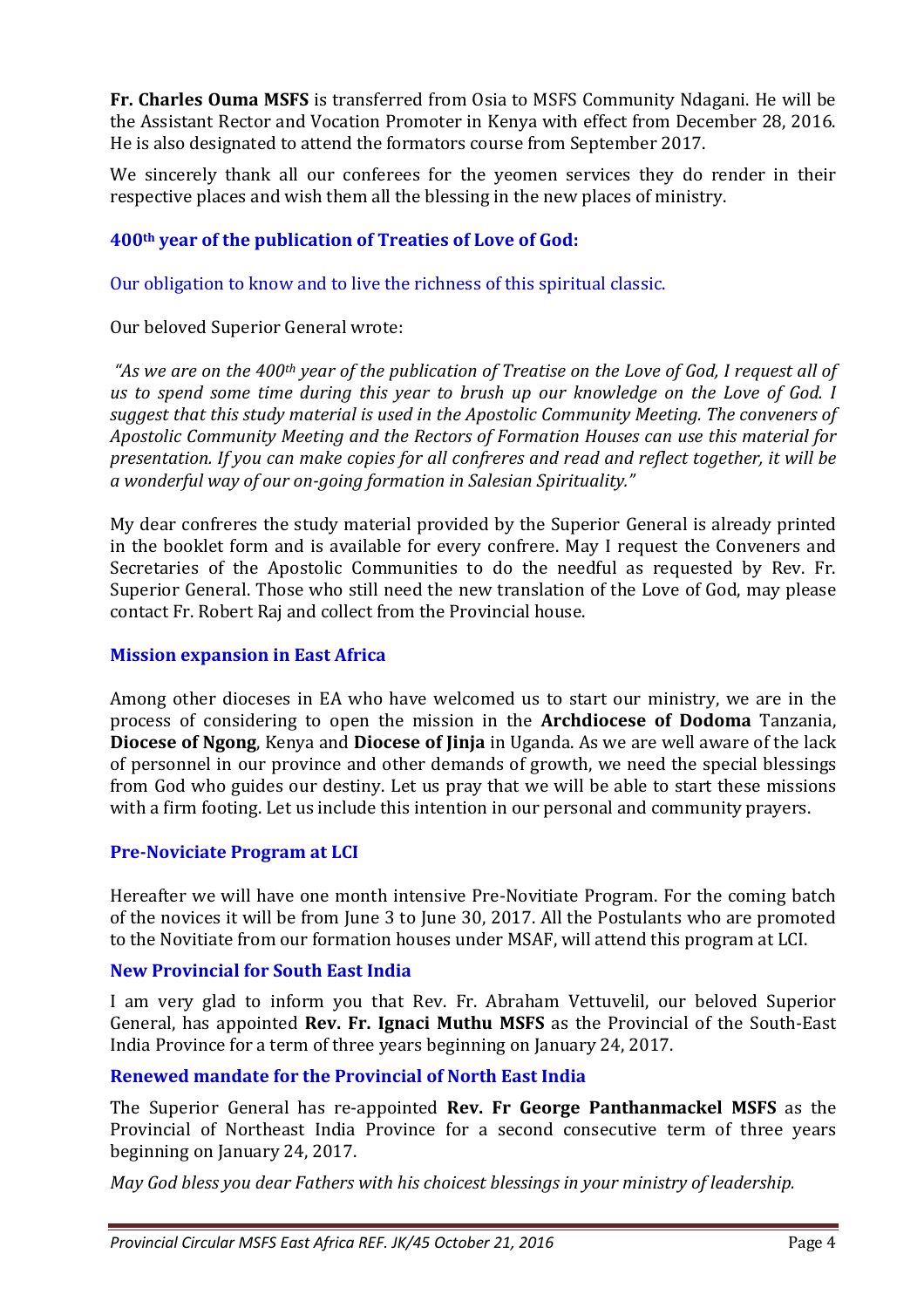**Fr. Charles Ouma MSFS** is transferred from Osia to MSFS Community Ndagani. He will be the Assistant Rector and Vocation Promoter in Kenya with effect from December 28, 2016. He is also designated to attend the formators course from September 2017.

We sincerely thank all our conferees for the yeomen services they do render in their respective places and wish them all the blessing in the new places of ministry.

### 400th year of the publication of Treaties of Love of God:

Our obligation to know and to live the richness of this spiritual classic.

Our beloved Superior General wrote:

*"As we are on the 400th year of the publication of Treatise on the Love of God, I request all of us to spend some time during this year to brush up our knowledge on the Love of God. I suggest that this study material is used in the Apostolic Community Meeting. The conveners of Apostolic Community Meeting and the Rectors of Formation Houses can use this material for presentation. If you can make copies for all confreres and read and reflect together, it will be a wonderful way of our on-going formation in Salesian Spirituality."*

My dear confreres the study material provided by the Superior General is already printed in the booklet form and is available for every confrere. May I request the Conveners and Secretaries of the Apostolic Communities to do the needful as requested by Rev. Fr. Superior General. Those who still need the new translation of the Love of God, may please contact Fr. Robert Raj and collect from the Provincial house.

### Mission expansion in East Africa

Among other dioceses in EA who have welcomed us to start our ministry, we are in the process of considering to open the mission in the **Archdiocese of Dodoma** Tanzania, **Diocese of Ngong**, Kenya and **Diocese of Jinja** in Uganda. As we are well aware of the lack of personnel in our province and other demands of growth, we need the special blessings from God who guides our destiny. Let us pray that we will be able to start these missions with a firm footing. Let us include this intention in our personal and community prayers.

### Pre-Noviciate Program at LCI

Hereafter we will have one month intensive Pre-Novitiate Program. For the coming batch of the novices it will be from June 3 to June 30, 2017. All the Postulants who are promoted to the Novitiate from our formation houses under MSAF, will attend this program at LCI.

### New Provincial for South East India

I am very glad to inform you that Rev. Fr. Abraham Vettuvelil, our beloved Superior General, has appointed **Rev. Fr. Ignaci Muthu MSFS** as the Provincial of the South-East India Province for a term of three years beginning on January 24, 2017.

### Renewed mandate for the Provincial of North East India

The Superior General has re-appointed **Rev. Fr George Panthanmackel MSFS** as the Provincial of Northeast India Province for a second consecutive term of three years beginning on January 24, 2017.

*May God bless you dear Fathers with his choicest blessings in your ministry of leadership.*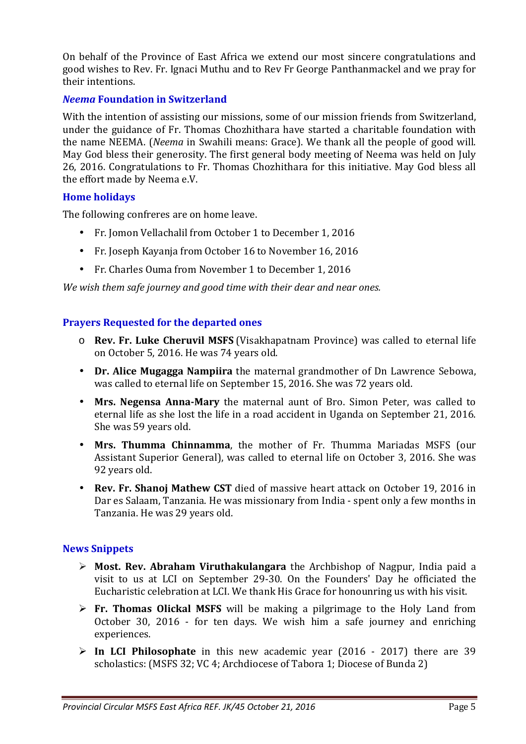On behalf of the Province of East Africa we extend our most sincere congratulations and good wishes to Rev. Fr. Ignaci Muthu and to Rev Fr George Panthanmackel and we pray for their intentions.

### *Neema* Foundation in Switzerland

With the intention of assisting our missions, some of our mission friends from Switzerland, under the guidance of Fr. Thomas Chozhithara have started a charitable foundation with the name NEEMA. (*Neema* in Swahili means: Grace). We thank all the people of good will. May God bless their generosity. The first general body meeting of Neema was held on July 26, 2016. Congratulations to Fr. Thomas Chozhithara for this initiative. May God bless all the effort made by Neema e.V.

### Home holidays

The following confreres are on home leave.

- Fr. Jomon Vellachalil from October 1 to December 1, 2016
- Fr. Joseph Kayanja from October 16 to November 16, 2016
- Fr. Charles Ouma from November 1 to December 1, 2016

*We wish them safe journey and good time with their dear and near ones.*

### Prayers Requested for the departed ones

- **Rev. Fr. Luke Cheruvil MSFS** (Visakhapatnam Province) was called to eternal life on October 5, 2016. He was 74 years old.
- **Dr. Alice Mugagga Nampiira** the maternal grandmother of Dn Lawrence Sebowa, was called to eternal life on September 15, 2016. She was 72 years old.
- **Mrs. Negensa Anna-Mary** the maternal aunt of Bro. Simon Peter, was called to eternal life as she lost the life in a road accident in Uganda on September 21, 2016. She was 59 years old.
- **Mrs. Thumma Chinnamma**, the mother of Fr. Thumma Mariadas MSFS (our Assistant Superior General), was called to eternal life on October 3, 2016. She was 92 years old.
- **Rev. Fr. Shanoj Mathew CST** died of massive heart attack on October 19, 2016 in Dar es Salaam, Tanzania. He was missionary from India - spent only a few months in Tanzania. He was 29 years old.

### News Snippets

- **Most. Rev. Abraham Viruthakulangara** the Archbishop of Nagpur, India paid a visit to us at LCI on September 29-30. On the Founders' Day he officiated the Eucharistic celebration at LCI. We thank His Grace for honounring us with his visit.
- **Fr. Thomas Olickal MSFS** will be making a pilgrimage to the Holy Land from October 30, 2016 - for ten days. We wish him a safe journey and enriching experiences.
- **In LCI Philosophate** in this new academic year (2016 - 2017) there are 39 scholastics: (MSFS 32; VC 4; Archdiocese of Tabora 1; Diocese of Bunda 2)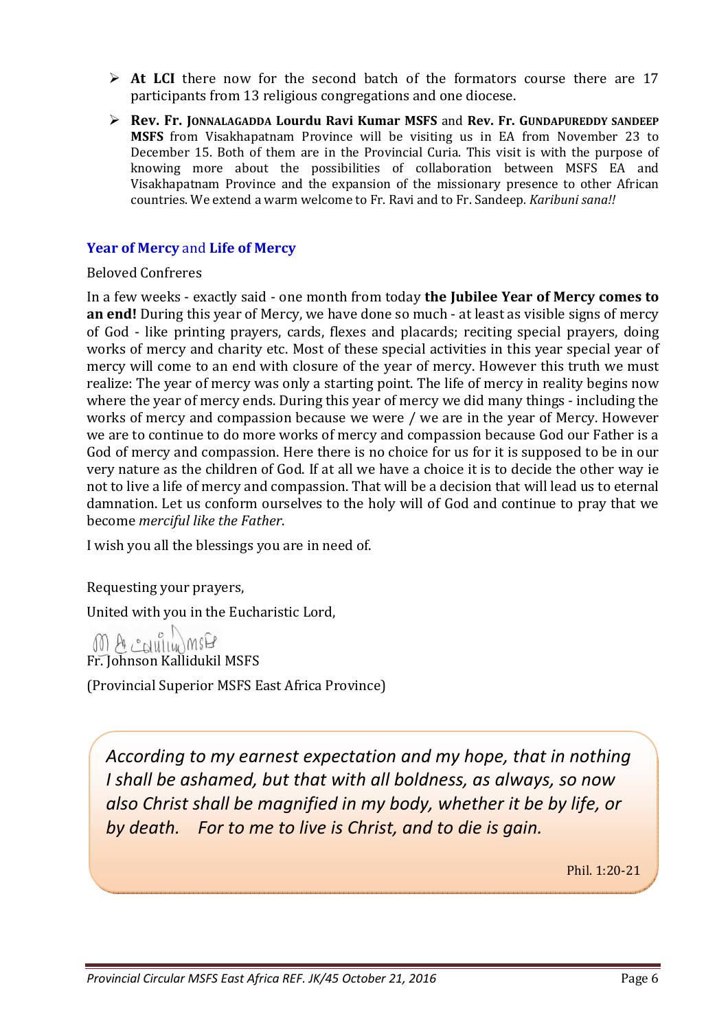- **At LCI** there now for the second batch of the formators course there are 17 participants from 13 religious congregations and one diocese.
- **Rev. Fr. JONNALAGADDA Lourdu Ravi Kumar MSFS** and **Rev. Fr. GUNDAPUREDDY SANDEEP MSFS** from Visakhapatnam Province will be visiting us in EA from November 23 to December 15. Both of them are in the Provincial Curia. This visit is with the purpose of knowing more about the possibilities of collaboration between MSFS EA and Visakhapatnam Province and the expansion of the missionary presence to other African countries. We extend a warm welcome to Fr. Ravi and to Fr. Sandeep. *Karibuni sana!!*

## **Year of Mercy** and **Life of Mercy**

Beloved Confreres

In a few weeks - exactly said - one month from today **the Jubilee Year of Mercy comes to an end!** During this year of Mercy, we have done so much - at least as visible signs of mercy of God - like printing prayers, cards, flexes and placards; reciting special prayers, doing works of mercy and charity etc. Most of these special activities in this year special year of mercy will come to an end with closure of the year of mercy. However this truth we must realize: The year of mercy was only a starting point. The life of mercy in reality begins now where the year of mercy ends. During this year of mercy we did many things - including the works of mercy and compassion because we were / we are in the year of Mercy. However we are to continue to do more works of mercy and compassion because God our Father is a God of mercy and compassion. Here there is no choice for us for it is supposed to be in our very nature as the children of God. If at all we have a choice it is to decide the other way ie not to live a life of mercy and compassion. That will be a decision that will lead us to eternal damnation. Let us conform ourselves to the holy will of God and continue to pray that we become *merciful like the Father*.

I wish you all the blessings you are in need of.

Requesting your prayers,

United with you in the Eucharistic Lord,

Fr. Johnson Kallidukil MSFS

(Provincial Superior MSFS East Africa Province)

*According to my earnest expectation and my hope, that in nothing I shall be ashamed, but that with all boldness, as always, so now also Christ shall be magnified in my body, whether it be by life, or by death. For to me to live is Christ, and to die is gain.*

Phil. 1:20-21